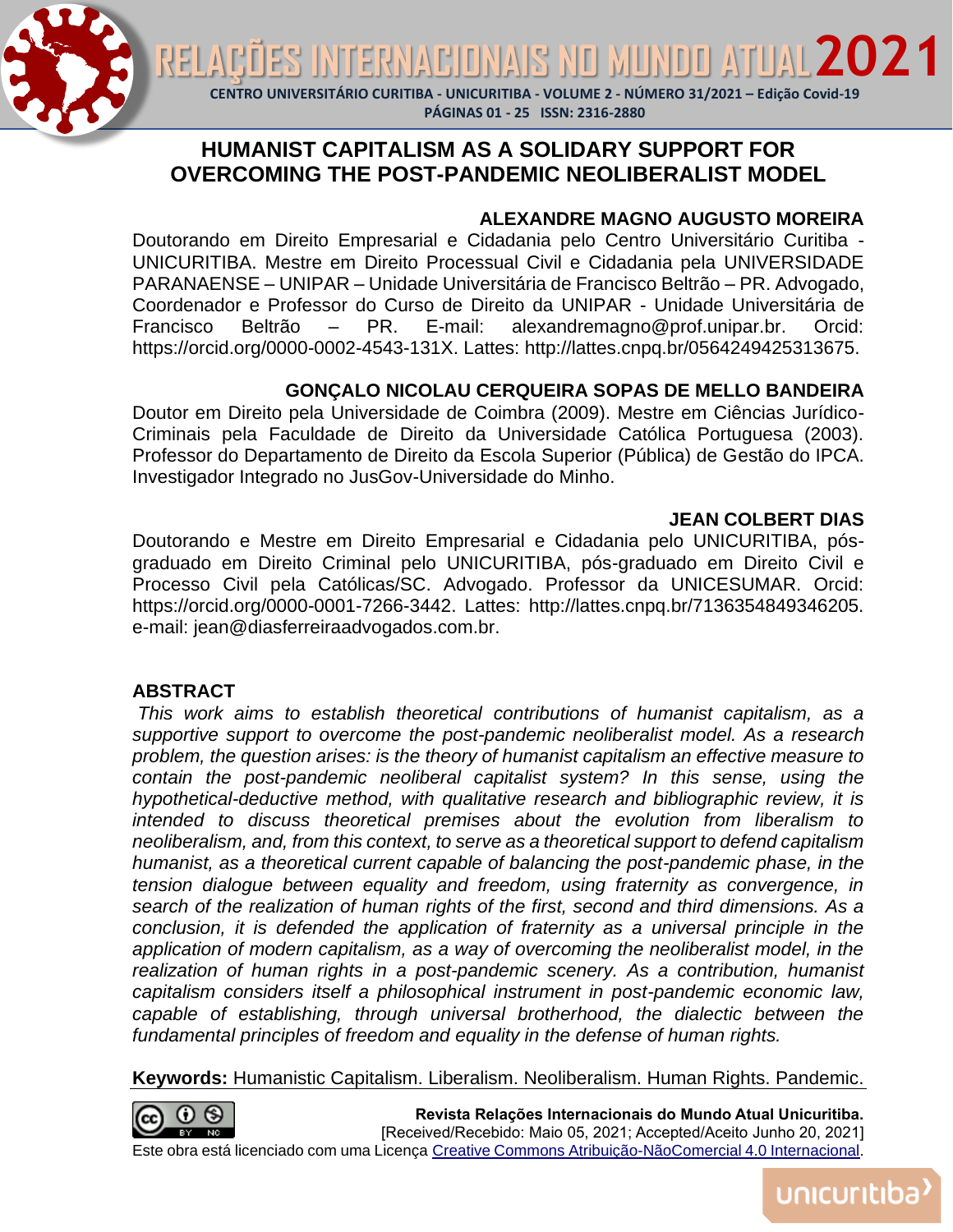# HUMANIST CAPITALISM AS A SOLIDARY SUPPORT FOR OVERCOMING THE POST-PANDEMIC NEOLIBERALIST MODEL

**ALEXANDRE MAGNO AUGUSTO MOREIRA**

Doutorando em Direito Empresarial e Cidadania pelo Centro Universitário Curitiba - UNICURITIBA. Mestre em Direito Processual Civil e Cidadania pela UNIVERSIDADE PARANAENSE – UNIPAR – Unidade Universitária de Francisco Beltrão – PR. Advogado, Coordenador e Professor do Curso de Direito da UNIPAR - Unidade Universitária de Francisco Beltrão – PR. E-mail: alexandremagno@prof.unipar.br. Orcid: https://orcid.org/0000-0002-4543-131X. Lattes: http://lattes.cnpq.br/0564249425313675.

**GONÇALO NICOLAU CERQUEIRA SOPAS DE MELLO BANDEIRA**

Doutor em Direito pela Universidade de Coimbra (2009). Mestre em Ciências Jurídico-Criminais pela Faculdade de Direito da Universidade Católica Portuguesa (2003). Professor do Departamento de Direito da Escola Superior (Pública) de Gestão do IPCA. Investigador Integrado no JusGov-Universidade do Minho.

**JEAN COLBERT DIAS**

Doutorando e Mestre em Direito Empresarial e Cidadania pelo UNICURITIBA, pós-graduado em Direito Criminal pelo UNICURITIBA, pós-graduado em Direito Civil e Processo Civil pela Católicas/SC. Advogado. Professor da UNICESUMAR. Orcid: https://orcid.org/0000-0001-7266-3442. Lattes: http://lattes.cnpq.br/7136354849346205. e-mail: jean@diasferreiraadvogados.com.br.

## ABSTRACT

*This work aims to establish theoretical contributions of humanist capitalism, as a supportive support to overcome the post-pandemic neoliberalist model. As a research problem, the question arises: is the theory of humanist capitalism an effective measure to contain the post-pandemic neoliberal capitalist system? In this sense, using the hypothetical-deductive method, with qualitative research and bibliographic review, it is intended to discuss theoretical premises about the evolution from liberalism to neoliberalism, and, from this context, to serve as a theoretical support to defend capitalism humanist, as a theoretical current capable of balancing the post-pandemic phase, in the tension dialogue between equality and freedom, using fraternity as convergence, in search of the realization of human rights of the first, second and third dimensions. As a conclusion, it is defended the application of fraternity as a universal principle in the application of modern capitalism, as a way of overcoming the neoliberalist model, in the realization of human rights in a post-pandemic scenery. As a contribution, humanist capitalism considers itself a philosophical instrument in post-pandemic economic law, capable of establishing, through universal brotherhood, the dialectic between the fundamental principles of freedom and equality in the defense of human rights.*

**Keywords:** Humanistic Capitalism. Liberalism. Neoliberalism. Human Rights. Pandemic.

**Revista Relações Internacionais do Mundo Atual Unicuritiba.**
[Received/Recebido: Maio 05, 2021; Accepted/Aceito Junho 20, 2021]
Este obra está licenciado com uma Licença Creative Commons Atribuição-NãoComercial 4.0 Internacional.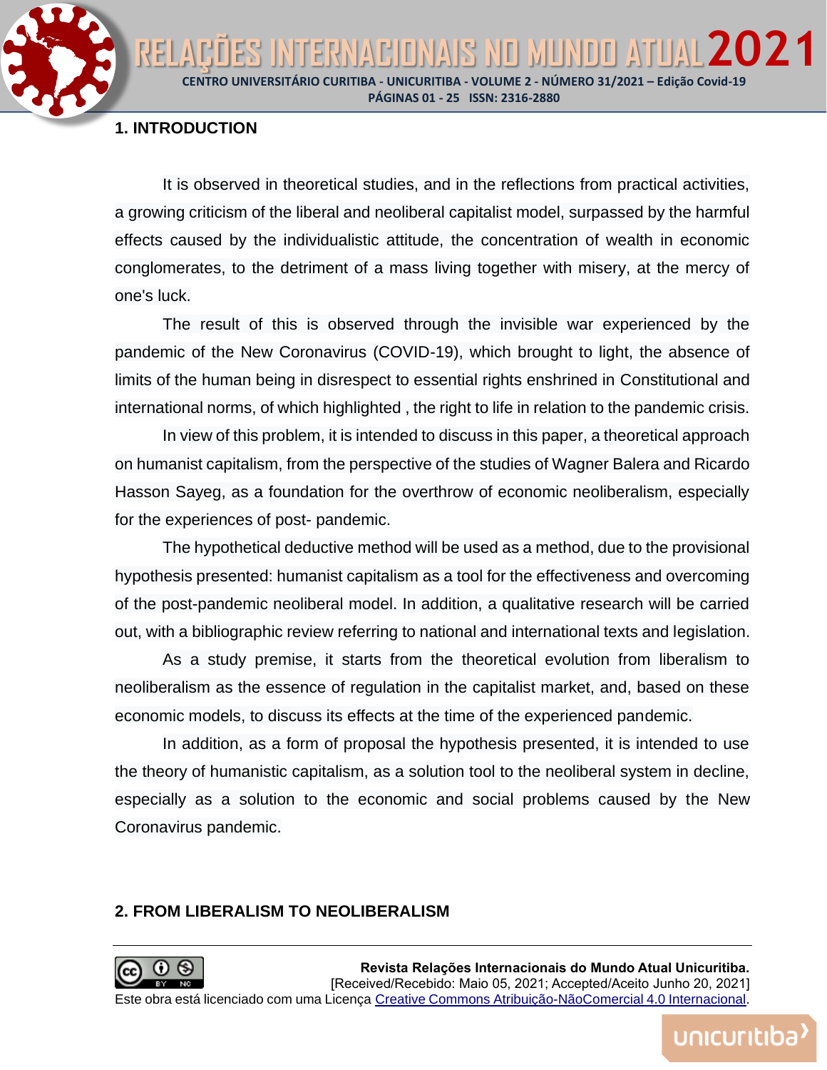## 1. INTRODUCTION

It is observed in theoretical studies, and in the reflections from practical activities, a growing criticism of the liberal and neoliberal capitalist model, surpassed by the harmful effects caused by the individualistic attitude, the concentration of wealth in economic conglomerates, to the detriment of a mass living together with misery, at the mercy of one's luck.

The result of this is observed through the invisible war experienced by the pandemic of the New Coronavirus (COVID-19), which brought to light, the absence of limits of the human being in disrespect to essential rights enshrined in Constitutional and international norms, of which highlighted , the right to life in relation to the pandemic crisis.

In view of this problem, it is intended to discuss in this paper, a theoretical approach on humanist capitalism, from the perspective of the studies of Wagner Balera and Ricardo Hasson Sayeg, as a foundation for the overthrow of economic neoliberalism, especially for the experiences of post- pandemic.

The hypothetical deductive method will be used as a method, due to the provisional hypothesis presented: humanist capitalism as a tool for the effectiveness and overcoming of the post-pandemic neoliberal model. In addition, a qualitative research will be carried out, with a bibliographic review referring to national and international texts and legislation.

As a study premise, it starts from the theoretical evolution from liberalism to neoliberalism as the essence of regulation in the capitalist market, and, based on these economic models, to discuss its effects at the time of the experienced pandemic.

In addition, as a form of proposal the hypothesis presented, it is intended to use the theory of humanistic capitalism, as a solution tool to the neoliberal system in decline, especially as a solution to the economic and social problems caused by the New Coronavirus pandemic.

## 2. FROM LIBERALISM TO NEOLIBERALISM

**Revista Relações Internacionais do Mundo Atual Unicuritiba.**
[Received/Recebido: Maio 05, 2021; Accepted/Aceito Junho 20, 2021]
Este obra está licenciado com uma Licença Creative Commons Atribuição-NãoComercial 4.0 Internacional.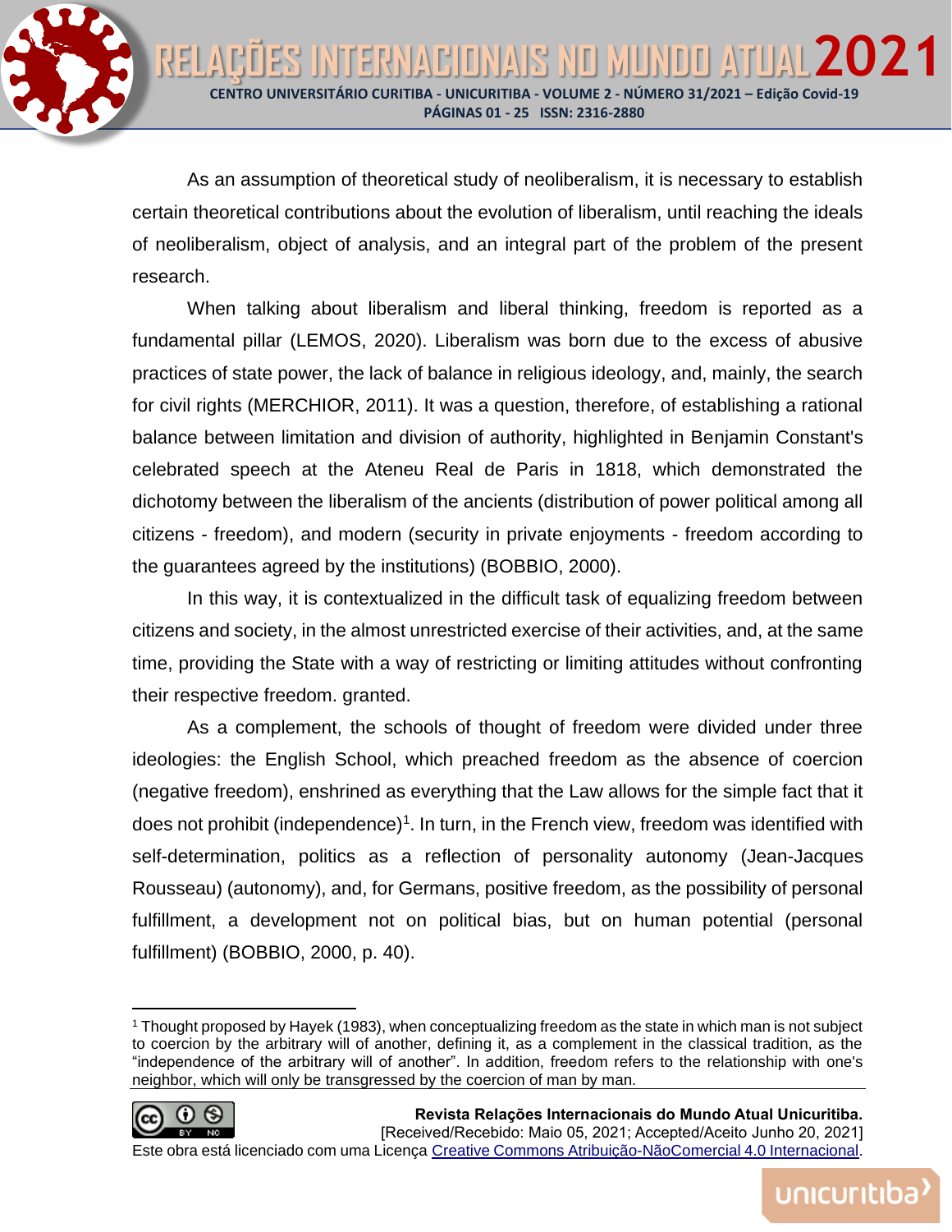As an assumption of theoretical study of neoliberalism, it is necessary to establish certain theoretical contributions about the evolution of liberalism, until reaching the ideals of neoliberalism, object of analysis, and an integral part of the problem of the present research.

When talking about liberalism and liberal thinking, freedom is reported as a fundamental pillar (LEMOS, 2020). Liberalism was born due to the excess of abusive practices of state power, the lack of balance in religious ideology, and, mainly, the search for civil rights (MERCHIOR, 2011). It was a question, therefore, of establishing a rational balance between limitation and division of authority, highlighted in Benjamin Constant's celebrated speech at the Ateneu Real de Paris in 1818, which demonstrated the dichotomy between the liberalism of the ancients (distribution of power political among all citizens - freedom), and modern (security in private enjoyments - freedom according to the guarantees agreed by the institutions) (BOBBIO, 2000).

In this way, it is contextualized in the difficult task of equalizing freedom between citizens and society, in the almost unrestricted exercise of their activities, and, at the same time, providing the State with a way of restricting or limiting attitudes without confronting their respective freedom. granted.

As a complement, the schools of thought of freedom were divided under three ideologies: the English School, which preached freedom as the absence of coercion (negative freedom), enshrined as everything that the Law allows for the simple fact that it does not prohibit (independence)[1]. In turn, in the French view, freedom was identified with self-determination, politics as a reflection of personality autonomy (Jean-Jacques Rousseau) (autonomy), and, for Germans, positive freedom, as the possibility of personal fulfillment, a development not on political bias, but on human potential (personal fulfillment) (BOBBIO, 2000, p. 40).

---

[1] Thought proposed by Hayek (1983), when conceptualizing freedom as the state in which man is not subject to coercion by the arbitrary will of another, defining it, as a complement in the classical tradition, as the "independence of the arbitrary will of another". In addition, freedom refers to the relationship with one's neighbor, which will only be transgressed by the coercion of man by man.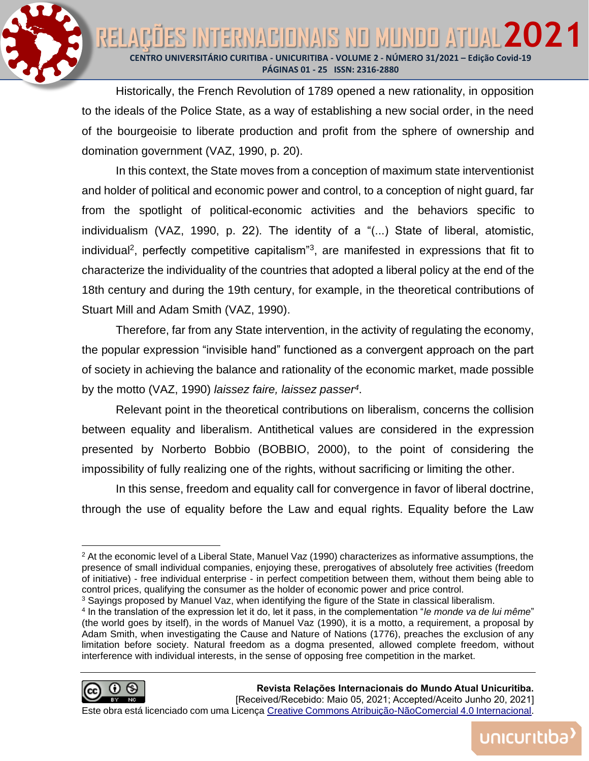Historically, the French Revolution of 1789 opened a new rationality, in opposition to the ideals of the Police State, as a way of establishing a new social order, in the need of the bourgeoisie to liberate production and profit from the sphere of ownership and domination government (VAZ, 1990, p. 20).

In this context, the State moves from a conception of maximum state interventionist and holder of political and economic power and control, to a conception of night guard, far from the spotlight of political-economic activities and the behaviors specific to individualism (VAZ, 1990, p. 22). The identity of a "(...) State of liberal, atomistic, individual[2], perfectly competitive capitalism"[3], are manifested in expressions that fit to characterize the individuality of the countries that adopted a liberal policy at the end of the 18th century and during the 19th century, for example, in the theoretical contributions of Stuart Mill and Adam Smith (VAZ, 1990).

Therefore, far from any State intervention, in the activity of regulating the economy, the popular expression "invisible hand" functioned as a convergent approach on the part of society in achieving the balance and rationality of the economic market, made possible by the motto (VAZ, 1990) *laissez faire, laissez passer*[4].

Relevant point in the theoretical contributions on liberalism, concerns the collision between equality and liberalism. Antithetical values are considered in the expression presented by Norberto Bobbio (BOBBIO, 2000), to the point of considering the impossibility of fully realizing one of the rights, without sacrificing or limiting the other.

In this sense, freedom and equality call for convergence in favor of liberal doctrine, through the use of equality before the Law and equal rights. Equality before the Law

---

[2] At the economic level of a Liberal State, Manuel Vaz (1990) characterizes as informative assumptions, the presence of small individual companies, enjoying these, prerogatives of absolutely free activities (freedom of initiative) - free individual enterprise - in perfect competition between them, without them being able to control prices, qualifying the consumer as the holder of economic power and price control.

[3] Sayings proposed by Manuel Vaz, when identifying the figure of the State in classical liberalism.

[4] In the translation of the expression let it do, let it pass, in the complementation "*le monde va de lui même*" (the world goes by itself), in the words of Manuel Vaz (1990), it is a motto, a requirement, a proposal by Adam Smith, when investigating the Cause and Nature of Nations (1776), preaches the exclusion of any limitation before society. Natural freedom as a dogma presented, allowed complete freedom, without interference with individual interests, in the sense of opposing free competition in the market.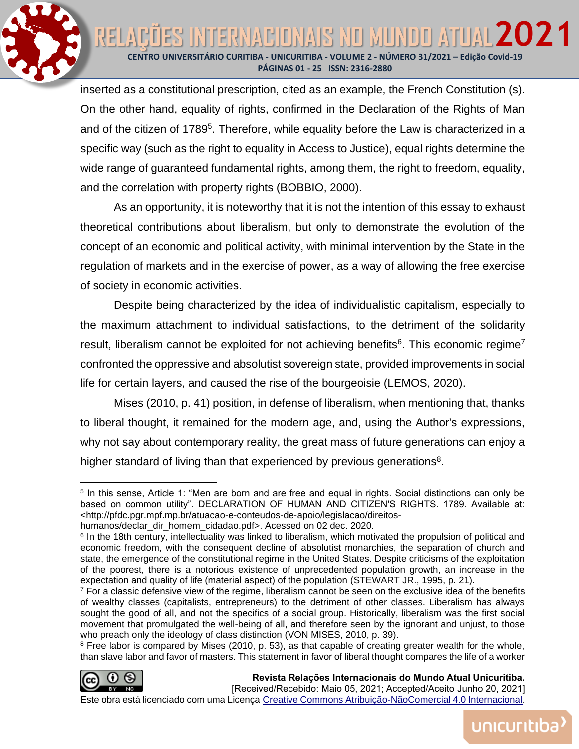inserted as a constitutional prescription, cited as an example, the French Constitution (s). On the other hand, equality of rights, confirmed in the Declaration of the Rights of Man and of the citizen of 1789[5]. Therefore, while equality before the Law is characterized in a specific way (such as the right to equality in Access to Justice), equal rights determine the wide range of guaranteed fundamental rights, among them, the right to freedom, equality, and the correlation with property rights (BOBBIO, 2000).

As an opportunity, it is noteworthy that it is not the intention of this essay to exhaust theoretical contributions about liberalism, but only to demonstrate the evolution of the concept of an economic and political activity, with minimal intervention by the State in the regulation of markets and in the exercise of power, as a way of allowing the free exercise of society in economic activities.

Despite being characterized by the idea of individualistic capitalism, especially to the maximum attachment to individual satisfactions, to the detriment of the solidarity result, liberalism cannot be exploited for not achieving benefits[6]. This economic regime[7] confronted the oppressive and absolutist sovereign state, provided improvements in social life for certain layers, and caused the rise of the bourgeoisie (LEMOS, 2020).

Mises (2010, p. 41) position, in defense of liberalism, when mentioning that, thanks to liberal thought, it remained for the modern age, and, using the Author's expressions, why not say about contemporary reality, the great mass of future generations can enjoy a higher standard of living than that experienced by previous generations[8].

---

[5] In this sense, Article 1: "Men are born and are free and equal in rights. Social distinctions can only be based on common utility". DECLARATION OF HUMAN AND CITIZEN'S RIGHTS. 1789. Available at: <http://pfdc.pgr.mpf.mp.br/atuacao-e-conteudos-de-apoio/legislacao/direitos-humanos/declar_dir_homem_cidadao.pdf>. Acessed on 02 dec. 2020.

[6] In the 18th century, intellectuality was linked to liberalism, which motivated the propulsion of political and economic freedom, with the consequent decline of absolutist monarchies, the separation of church and state, the emergence of the constitutional regime in the United States. Despite criticisms of the exploitation of the poorest, there is a notorious existence of unprecedented population growth, an increase in the expectation and quality of life (material aspect) of the population (STEWART JR., 1995, p. 21).

[7] For a classic defensive view of the regime, liberalism cannot be seen on the exclusive idea of the benefits of wealthy classes (capitalists, entrepreneurs) to the detriment of other classes. Liberalism has always sought the good of all, and not the specifics of a social group. Historically, liberalism was the first social movement that promulgated the well-being of all, and therefore seen by the ignorant and unjust, to those who preach only the ideology of class distinction (VON MISES, 2010, p. 39).

[8] Free labor is compared by Mises (2010, p. 53), as that capable of creating greater wealth for the whole, than slave labor and favor of masters. This statement in favor of liberal thought compares the life of a worker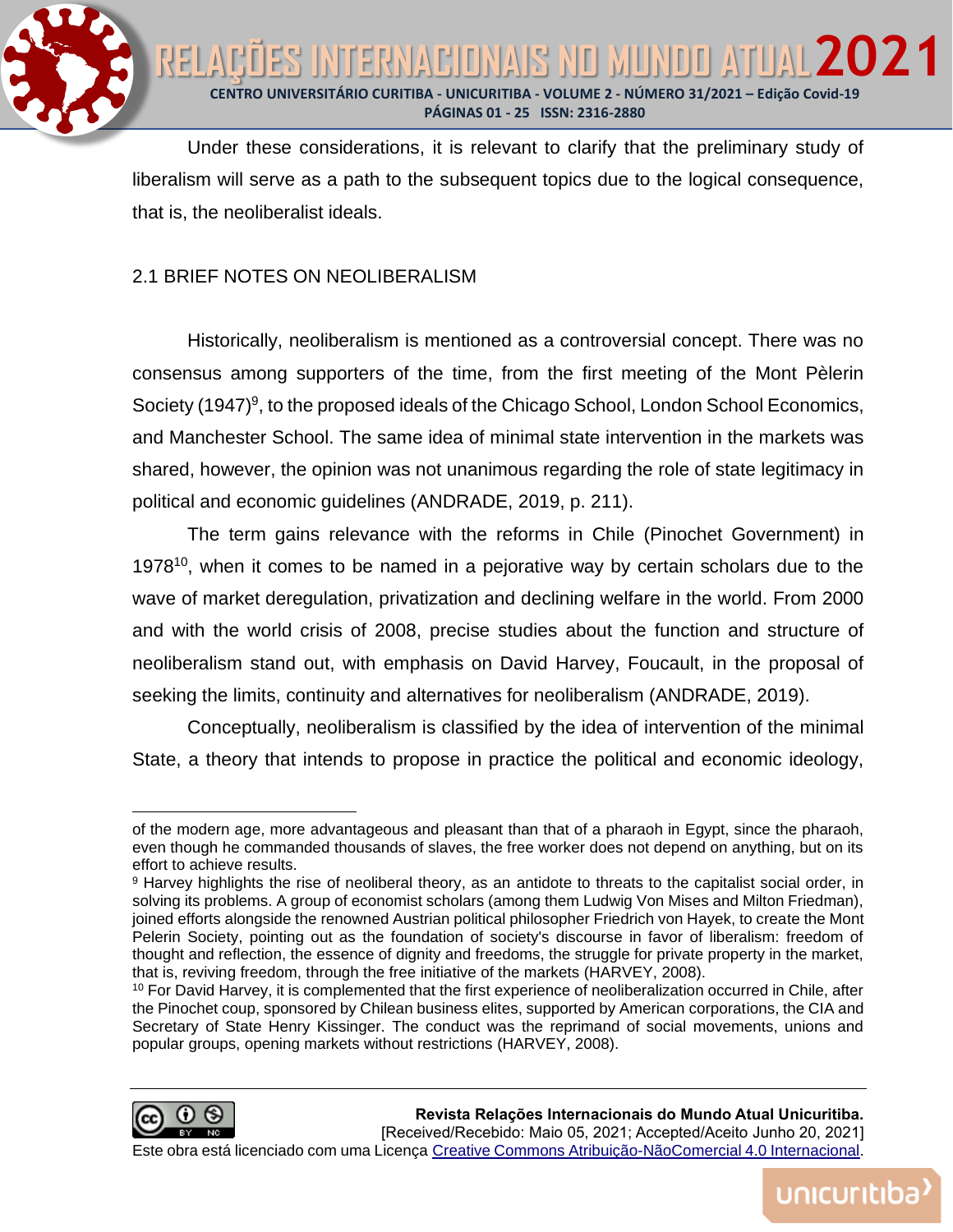Under these considerations, it is relevant to clarify that the preliminary study of liberalism will serve as a path to the subsequent topics due to the logical consequence, that is, the neoliberalist ideals.

## 2.1 BRIEF NOTES ON NEOLIBERALISM

Historically, neoliberalism is mentioned as a controversial concept. There was no consensus among supporters of the time, from the first meeting of the Mont Pèlerin Society (1947)[9], to the proposed ideals of the Chicago School, London School Economics, and Manchester School. The same idea of minimal state intervention in the markets was shared, however, the opinion was not unanimous regarding the role of state legitimacy in political and economic guidelines (ANDRADE, 2019, p. 211).

The term gains relevance with the reforms in Chile (Pinochet Government) in 1978[10], when it comes to be named in a pejorative way by certain scholars due to the wave of market deregulation, privatization and declining welfare in the world. From 2000 and with the world crisis of 2008, precise studies about the function and structure of neoliberalism stand out, with emphasis on David Harvey, Foucault, in the proposal of seeking the limits, continuity and alternatives for neoliberalism (ANDRADE, 2019).

Conceptually, neoliberalism is classified by the idea of intervention of the minimal State, a theory that intends to propose in practice the political and economic ideology,

---

of the modern age, more advantageous and pleasant than that of a pharaoh in Egypt, since the pharaoh, even though he commanded thousands of slaves, the free worker does not depend on anything, but on its effort to achieve results.

[9] Harvey highlights the rise of neoliberal theory, as an antidote to threats to the capitalist social order, in solving its problems. A group of economist scholars (among them Ludwig Von Mises and Milton Friedman), joined efforts alongside the renowned Austrian political philosopher Friedrich von Hayek, to create the Mont Pelerin Society, pointing out as the foundation of society's discourse in favor of liberalism: freedom of thought and reflection, the essence of dignity and freedoms, the struggle for private property in the market, that is, reviving freedom, through the free initiative of the markets (HARVEY, 2008).

[10] For David Harvey, it is complemented that the first experience of neoliberalization occurred in Chile, after the Pinochet coup, sponsored by Chilean business elites, supported by American corporations, the CIA and Secretary of State Henry Kissinger. The conduct was the reprimand of social movements, unions and popular groups, opening markets without restrictions (HARVEY, 2008).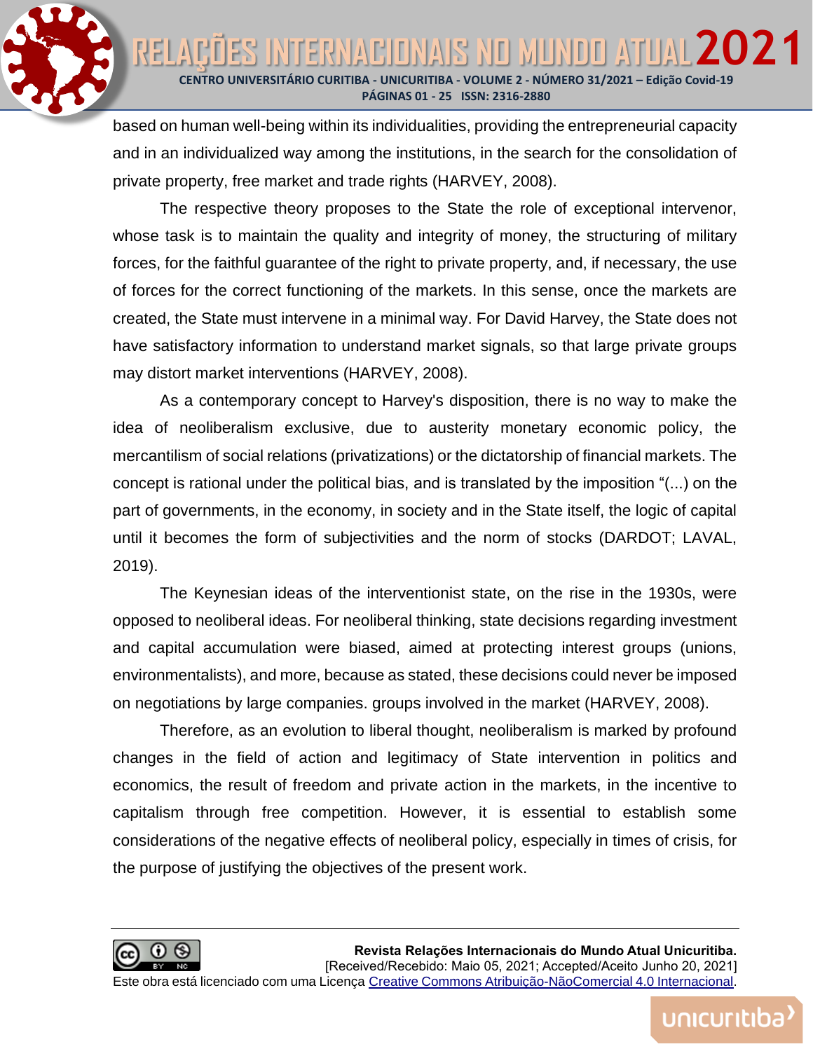based on human well-being within its individualities, providing the entrepreneurial capacity and in an individualized way among the institutions, in the search for the consolidation of private property, free market and trade rights (HARVEY, 2008).

The respective theory proposes to the State the role of exceptional intervenor, whose task is to maintain the quality and integrity of money, the structuring of military forces, for the faithful guarantee of the right to private property, and, if necessary, the use of forces for the correct functioning of the markets. In this sense, once the markets are created, the State must intervene in a minimal way. For David Harvey, the State does not have satisfactory information to understand market signals, so that large private groups may distort market interventions (HARVEY, 2008).

As a contemporary concept to Harvey's disposition, there is no way to make the idea of neoliberalism exclusive, due to austerity monetary economic policy, the mercantilism of social relations (privatizations) or the dictatorship of financial markets. The concept is rational under the political bias, and is translated by the imposition "(...) on the part of governments, in the economy, in society and in the State itself, the logic of capital until it becomes the form of subjectivities and the norm of stocks (DARDOT; LAVAL, 2019).

The Keynesian ideas of the interventionist state, on the rise in the 1930s, were opposed to neoliberal ideas. For neoliberal thinking, state decisions regarding investment and capital accumulation were biased, aimed at protecting interest groups (unions, environmentalists), and more, because as stated, these decisions could never be imposed on negotiations by large companies. groups involved in the market (HARVEY, 2008).

Therefore, as an evolution to liberal thought, neoliberalism is marked by profound changes in the field of action and legitimacy of State intervention in politics and economics, the result of freedom and private action in the markets, in the incentive to capitalism through free competition. However, it is essential to establish some considerations of the negative effects of neoliberal policy, especially in times of crisis, for the purpose of justifying the objectives of the present work.

**Revista Relações Internacionais do Mundo Atual Unicuritiba.**
[Received/Recebido: Maio 05, 2021; Accepted/Aceito Junho 20, 2021]
Este obra está licenciado com uma Licença Creative Commons Atribuição-NãoComercial 4.0 Internacional.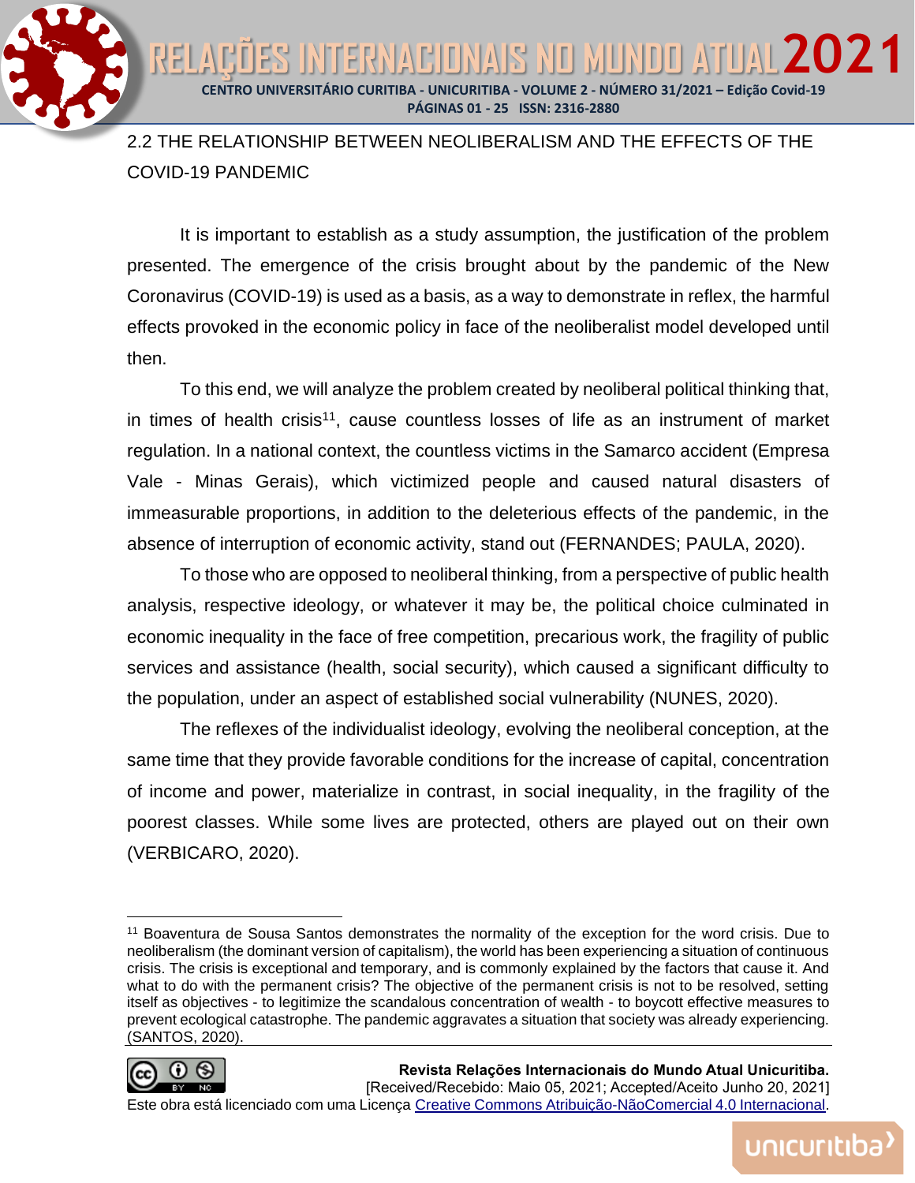## 2.2 THE RELATIONSHIP BETWEEN NEOLIBERALISM AND THE EFFECTS OF THE COVID-19 PANDEMIC

It is important to establish as a study assumption, the justification of the problem presented. The emergence of the crisis brought about by the pandemic of the New Coronavirus (COVID-19) is used as a basis, as a way to demonstrate in reflex, the harmful effects provoked in the economic policy in face of the neoliberalist model developed until then.

To this end, we will analyze the problem created by neoliberal political thinking that, in times of health crisis[11], cause countless losses of life as an instrument of market regulation. In a national context, the countless victims in the Samarco accident (Empresa Vale - Minas Gerais), which victimized people and caused natural disasters of immeasurable proportions, in addition to the deleterious effects of the pandemic, in the absence of interruption of economic activity, stand out (FERNANDES; PAULA, 2020).

To those who are opposed to neoliberal thinking, from a perspective of public health analysis, respective ideology, or whatever it may be, the political choice culminated in economic inequality in the face of free competition, precarious work, the fragility of public services and assistance (health, social security), which caused a significant difficulty to the population, under an aspect of established social vulnerability (NUNES, 2020).

The reflexes of the individualist ideology, evolving the neoliberal conception, at the same time that they provide favorable conditions for the increase of capital, concentration of income and power, materialize in contrast, in social inequality, in the fragility of the poorest classes. While some lives are protected, others are played out on their own (VERBICARO, 2020).

---

[11] Boaventura de Sousa Santos demonstrates the normality of the exception for the word crisis. Due to neoliberalism (the dominant version of capitalism), the world has been experiencing a situation of continuous crisis. The crisis is exceptional and temporary, and is commonly explained by the factors that cause it. And what to do with the permanent crisis? The objective of the permanent crisis is not to be resolved, setting itself as objectives - to legitimize the scandalous concentration of wealth - to boycott effective measures to prevent ecological catastrophe. The pandemic aggravates a situation that society was already experiencing. (SANTOS, 2020).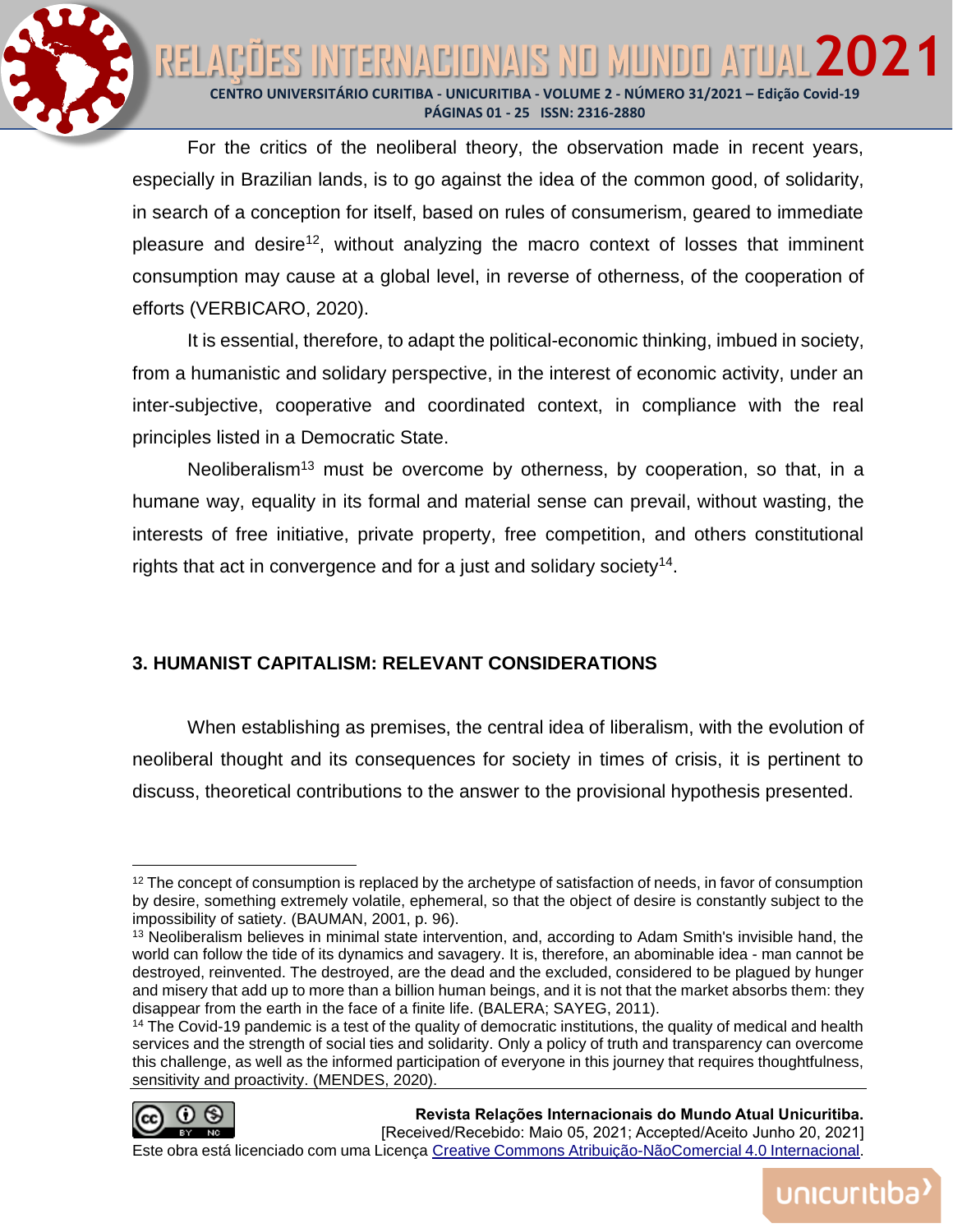For the critics of the neoliberal theory, the observation made in recent years, especially in Brazilian lands, is to go against the idea of the common good, of solidarity, in search of a conception for itself, based on rules of consumerism, geared to immediate pleasure and desire[12], without analyzing the macro context of losses that imminent consumption may cause at a global level, in reverse of otherness, of the cooperation of efforts (VERBICARO, 2020).

It is essential, therefore, to adapt the political-economic thinking, imbued in society, from a humanistic and solidary perspective, in the interest of economic activity, under an inter-subjective, cooperative and coordinated context, in compliance with the real principles listed in a Democratic State.

Neoliberalism[13] must be overcome by otherness, by cooperation, so that, in a humane way, equality in its formal and material sense can prevail, without wasting, the interests of free initiative, private property, free competition, and others constitutional rights that act in convergence and for a just and solidary society[14].

## 3. HUMANIST CAPITALISM: RELEVANT CONSIDERATIONS

When establishing as premises, the central idea of liberalism, with the evolution of neoliberal thought and its consequences for society in times of crisis, it is pertinent to discuss, theoretical contributions to the answer to the provisional hypothesis presented.

---

[12] The concept of consumption is replaced by the archetype of satisfaction of needs, in favor of consumption by desire, something extremely volatile, ephemeral, so that the object of desire is constantly subject to the impossibility of satiety. (BAUMAN, 2001, p. 96).

[13] Neoliberalism believes in minimal state intervention, and, according to Adam Smith's invisible hand, the world can follow the tide of its dynamics and savagery. It is, therefore, an abominable idea - man cannot be destroyed, reinvented. The destroyed, are the dead and the excluded, considered to be plagued by hunger and misery that add up to more than a billion human beings, and it is not that the market absorbs them: they disappear from the earth in the face of a finite life. (BALERA; SAYEG, 2011).

[14] The Covid-19 pandemic is a test of the quality of democratic institutions, the quality of medical and health services and the strength of social ties and solidarity. Only a policy of truth and transparency can overcome this challenge, as well as the informed participation of everyone in this journey that requires thoughtfulness, sensitivity and proactivity. (MENDES, 2020).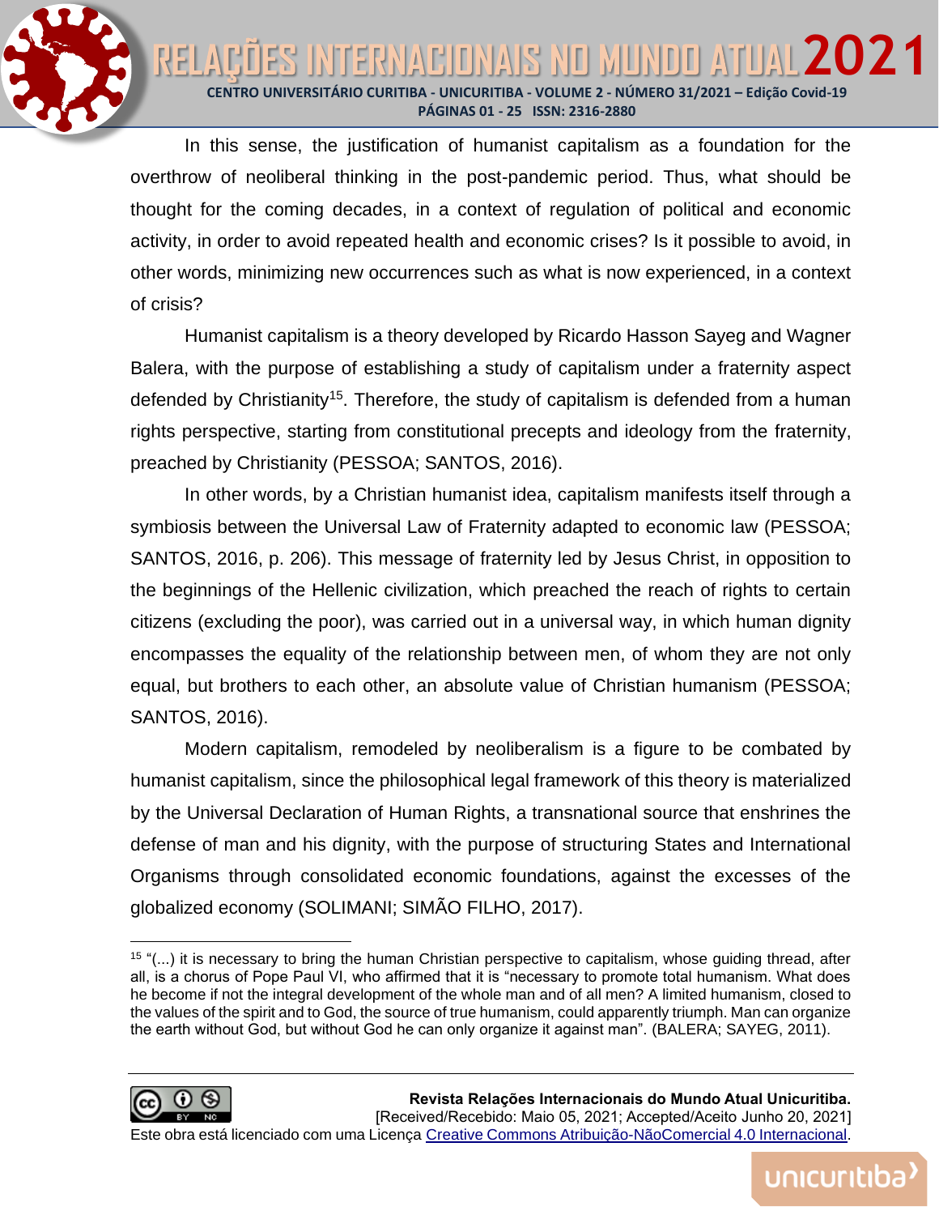In this sense, the justification of humanist capitalism as a foundation for the overthrow of neoliberal thinking in the post-pandemic period. Thus, what should be thought for the coming decades, in a context of regulation of political and economic activity, in order to avoid repeated health and economic crises? Is it possible to avoid, in other words, minimizing new occurrences such as what is now experienced, in a context of crisis?

Humanist capitalism is a theory developed by Ricardo Hasson Sayeg and Wagner Balera, with the purpose of establishing a study of capitalism under a fraternity aspect defended by Christianity[15]. Therefore, the study of capitalism is defended from a human rights perspective, starting from constitutional precepts and ideology from the fraternity, preached by Christianity (PESSOA; SANTOS, 2016).

In other words, by a Christian humanist idea, capitalism manifests itself through a symbiosis between the Universal Law of Fraternity adapted to economic law (PESSOA; SANTOS, 2016, p. 206). This message of fraternity led by Jesus Christ, in opposition to the beginnings of the Hellenic civilization, which preached the reach of rights to certain citizens (excluding the poor), was carried out in a universal way, in which human dignity encompasses the equality of the relationship between men, of whom they are not only equal, but brothers to each other, an absolute value of Christian humanism (PESSOA; SANTOS, 2016).

Modern capitalism, remodeled by neoliberalism is a figure to be combated by humanist capitalism, since the philosophical legal framework of this theory is materialized by the Universal Declaration of Human Rights, a transnational source that enshrines the defense of man and his dignity, with the purpose of structuring States and International Organisms through consolidated economic foundations, against the excesses of the globalized economy (SOLIMANI; SIMÃO FILHO, 2017).

---

[15] "(...) it is necessary to bring the human Christian perspective to capitalism, whose guiding thread, after all, is a chorus of Pope Paul VI, who affirmed that it is "necessary to promote total humanism. What does he become if not the integral development of the whole man and of all men? A limited humanism, closed to the values of the spirit and to God, the source of true humanism, could apparently triumph. Man can organize the earth without God, but without God he can only organize it against man". (BALERA; SAYEG, 2011).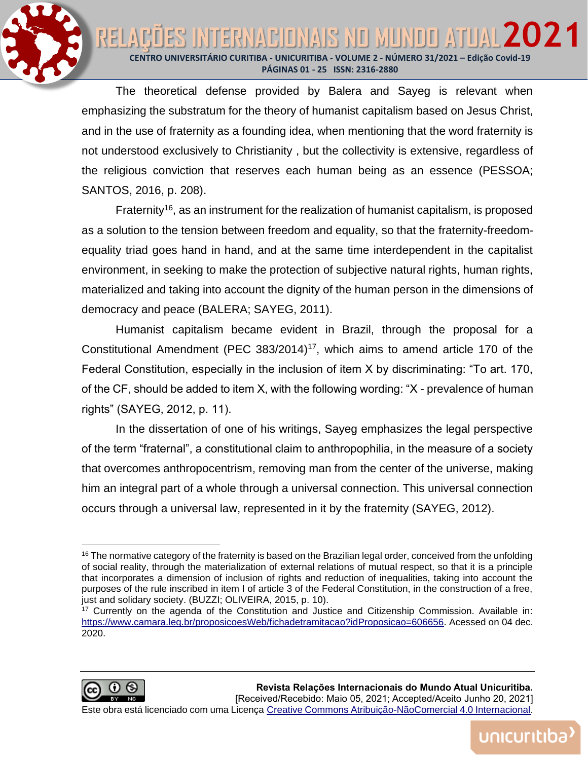The theoretical defense provided by Balera and Sayeg is relevant when emphasizing the substratum for the theory of humanist capitalism based on Jesus Christ, and in the use of fraternity as a founding idea, when mentioning that the word fraternity is not understood exclusively to Christianity , but the collectivity is extensive, regardless of the religious conviction that reserves each human being as an essence (PESSOA; SANTOS, 2016, p. 208).

Fraternity[16], as an instrument for the realization of humanist capitalism, is proposed as a solution to the tension between freedom and equality, so that the fraternity-freedom-equality triad goes hand in hand, and at the same time interdependent in the capitalist environment, in seeking to make the protection of subjective natural rights, human rights, materialized and taking into account the dignity of the human person in the dimensions of democracy and peace (BALERA; SAYEG, 2011).

Humanist capitalism became evident in Brazil, through the proposal for a Constitutional Amendment (PEC 383/2014)[17], which aims to amend article 170 of the Federal Constitution, especially in the inclusion of item X by discriminating: "To art. 170, of the CF, should be added to item X, with the following wording: "X - prevalence of human rights" (SAYEG, 2012, p. 11).

In the dissertation of one of his writings, Sayeg emphasizes the legal perspective of the term "fraternal", a constitutional claim to anthropophilia, in the measure of a society that overcomes anthropocentrism, removing man from the center of the universe, making him an integral part of a whole through a universal connection. This universal connection occurs through a universal law, represented in it by the fraternity (SAYEG, 2012).

---

[16] The normative category of the fraternity is based on the Brazilian legal order, conceived from the unfolding of social reality, through the materialization of external relations of mutual respect, so that it is a principle that incorporates a dimension of inclusion of rights and reduction of inequalities, taking into account the purposes of the rule inscribed in item I of article 3 of the Federal Constitution, in the construction of a free, just and solidary society. (BUZZI; OLIVEIRA, 2015, p. 10).

[17] Currently on the agenda of the Constitution and Justice and Citizenship Commission. Available in: https://www.camara.leg.br/proposicoesWeb/fichadetramitacao?idProposicao=606656. Acessed on 04 dec. 2020.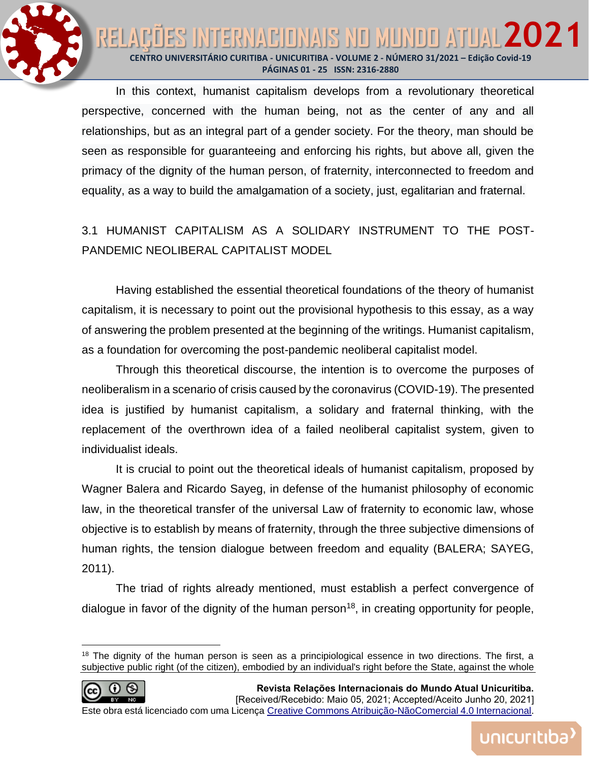In this context, humanist capitalism develops from a revolutionary theoretical perspective, concerned with the human being, not as the center of any and all relationships, but as an integral part of a gender society. For the theory, man should be seen as responsible for guaranteeing and enforcing his rights, but above all, given the primacy of the dignity of the human person, of fraternity, interconnected to freedom and equality, as a way to build the amalgamation of a society, just, egalitarian and fraternal.

### 3.1 HUMANIST CAPITALISM AS A SOLIDARY INSTRUMENT TO THE POST-PANDEMIC NEOLIBERAL CAPITALIST MODEL

Having established the essential theoretical foundations of the theory of humanist capitalism, it is necessary to point out the provisional hypothesis to this essay, as a way of answering the problem presented at the beginning of the writings. Humanist capitalism, as a foundation for overcoming the post-pandemic neoliberal capitalist model.

Through this theoretical discourse, the intention is to overcome the purposes of neoliberalism in a scenario of crisis caused by the coronavirus (COVID-19). The presented idea is justified by humanist capitalism, a solidary and fraternal thinking, with the replacement of the overthrown idea of a failed neoliberal capitalist system, given to individualist ideals.

It is crucial to point out the theoretical ideals of humanist capitalism, proposed by Wagner Balera and Ricardo Sayeg, in defense of the humanist philosophy of economic law, in the theoretical transfer of the universal Law of fraternity to economic law, whose objective is to establish by means of fraternity, through the three subjective dimensions of human rights, the tension dialogue between freedom and equality (BALERA; SAYEG, 2011).

The triad of rights already mentioned, must establish a perfect convergence of dialogue in favor of the dignity of the human person[18], in creating opportunity for people,

---

[18] The dignity of the human person is seen as a principiological essence in two directions. The first, a subjective public right (of the citizen), embodied by an individual's right before the State, against the whole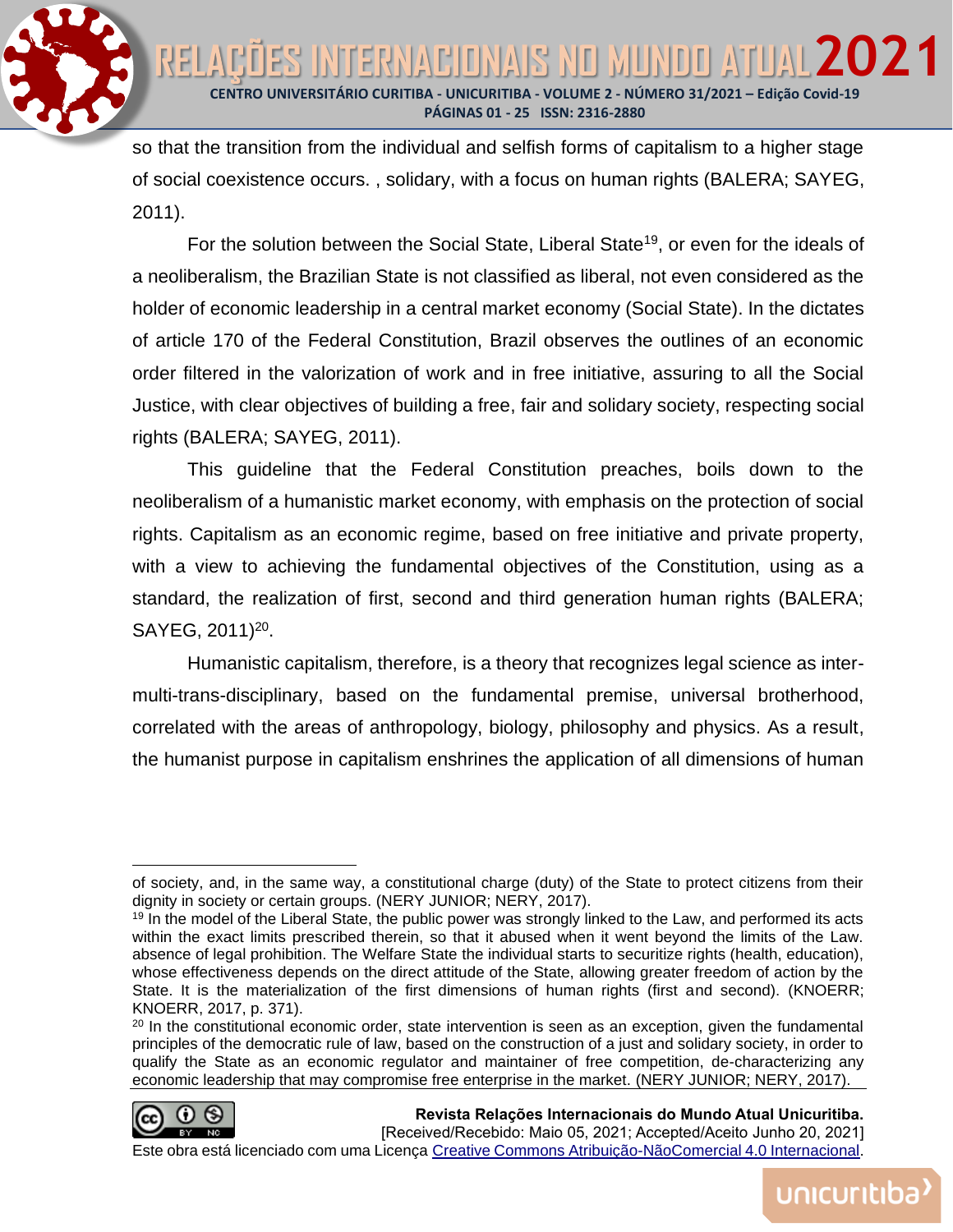so that the transition from the individual and selfish forms of capitalism to a higher stage of social coexistence occurs. , solidary, with a focus on human rights (BALERA; SAYEG, 2011).

For the solution between the Social State, Liberal State[19], or even for the ideals of a neoliberalism, the Brazilian State is not classified as liberal, not even considered as the holder of economic leadership in a central market economy (Social State). In the dictates of article 170 of the Federal Constitution, Brazil observes the outlines of an economic order filtered in the valorization of work and in free initiative, assuring to all the Social Justice, with clear objectives of building a free, fair and solidary society, respecting social rights (BALERA; SAYEG, 2011).

This guideline that the Federal Constitution preaches, boils down to the neoliberalism of a humanistic market economy, with emphasis on the protection of social rights. Capitalism as an economic regime, based on free initiative and private property, with a view to achieving the fundamental objectives of the Constitution, using as a standard, the realization of first, second and third generation human rights (BALERA; SAYEG, 2011)[20].

Humanistic capitalism, therefore, is a theory that recognizes legal science as inter-multi-trans-disciplinary, based on the fundamental premise, universal brotherhood, correlated with the areas of anthropology, biology, philosophy and physics. As a result, the humanist purpose in capitalism enshrines the application of all dimensions of human

---

of society, and, in the same way, a constitutional charge (duty) of the State to protect citizens from their dignity in society or certain groups. (NERY JUNIOR; NERY, 2017).

[19] In the model of the Liberal State, the public power was strongly linked to the Law, and performed its acts within the exact limits prescribed therein, so that it abused when it went beyond the limits of the Law. absence of legal prohibition. The Welfare State the individual starts to securitize rights (health, education), whose effectiveness depends on the direct attitude of the State, allowing greater freedom of action by the State. It is the materialization of the first dimensions of human rights (first and second). (KNOERR; KNOERR, 2017, p. 371).

[20] In the constitutional economic order, state intervention is seen as an exception, given the fundamental principles of the democratic rule of law, based on the construction of a just and solidary society, in order to qualify the State as an economic regulator and maintainer of free competition, de-characterizing any economic leadership that may compromise free enterprise in the market. (NERY JUNIOR; NERY, 2017).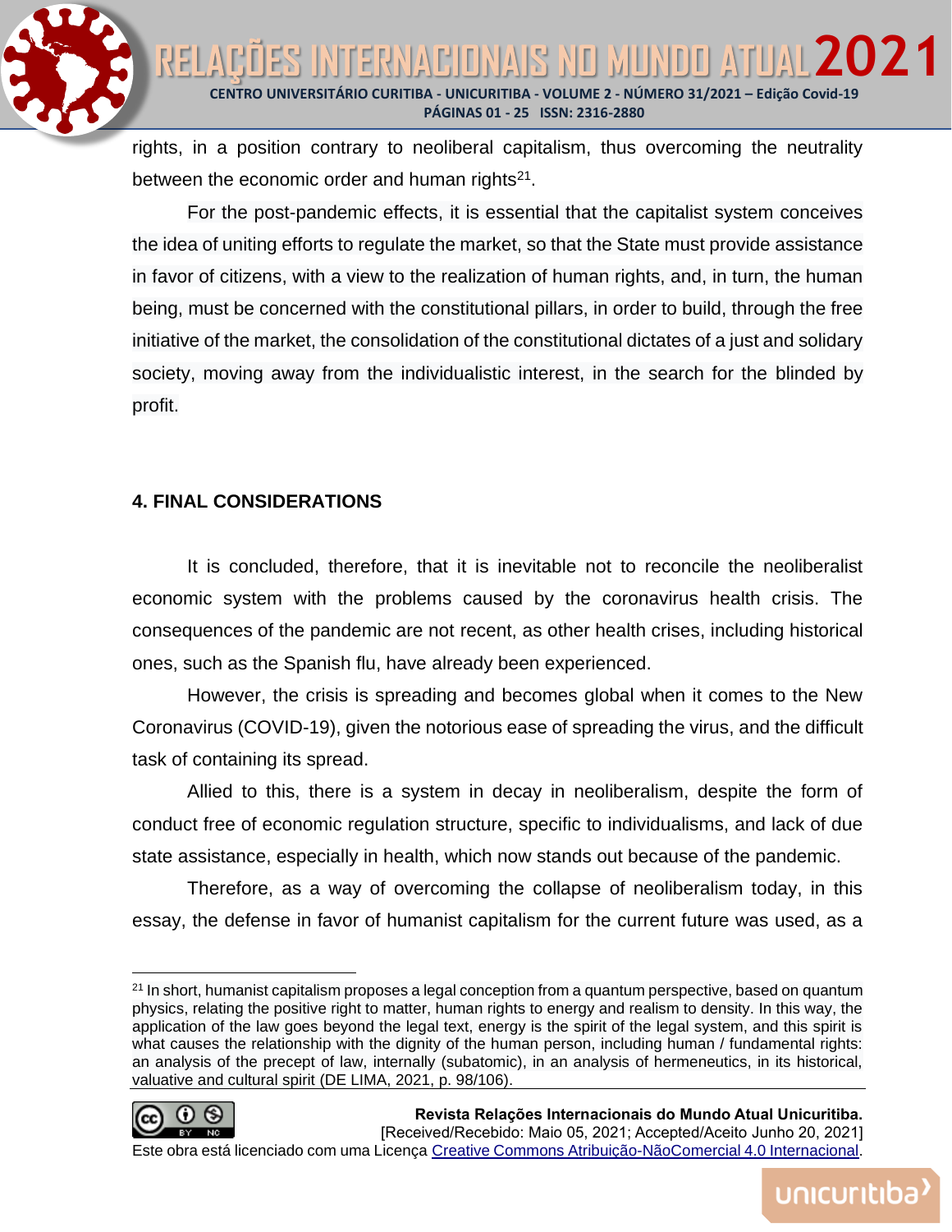rights, in a position contrary to neoliberal capitalism, thus overcoming the neutrality between the economic order and human rights[21].

For the post-pandemic effects, it is essential that the capitalist system conceives the idea of uniting efforts to regulate the market, so that the State must provide assistance in favor of citizens, with a view to the realization of human rights, and, in turn, the human being, must be concerned with the constitutional pillars, in order to build, through the free initiative of the market, the consolidation of the constitutional dictates of a just and solidary society, moving away from the individualistic interest, in the search for the blinded by profit.

## 4. FINAL CONSIDERATIONS

It is concluded, therefore, that it is inevitable not to reconcile the neoliberalist economic system with the problems caused by the coronavirus health crisis. The consequences of the pandemic are not recent, as other health crises, including historical ones, such as the Spanish flu, have already been experienced.

However, the crisis is spreading and becomes global when it comes to the New Coronavirus (COVID-19), given the notorious ease of spreading the virus, and the difficult task of containing its spread.

Allied to this, there is a system in decay in neoliberalism, despite the form of conduct free of economic regulation structure, specific to individualisms, and lack of due state assistance, especially in health, which now stands out because of the pandemic.

Therefore, as a way of overcoming the collapse of neoliberalism today, in this essay, the defense in favor of humanist capitalism for the current future was used, as a

---

[21] In short, humanist capitalism proposes a legal conception from a quantum perspective, based on quantum physics, relating the positive right to matter, human rights to energy and realism to density. In this way, the application of the law goes beyond the legal text, energy is the spirit of the legal system, and this spirit is what causes the relationship with the dignity of the human person, including human / fundamental rights: an analysis of the precept of law, internally (subatomic), in an analysis of hermeneutics, in its historical, valuative and cultural spirit (DE LIMA, 2021, p. 98/106).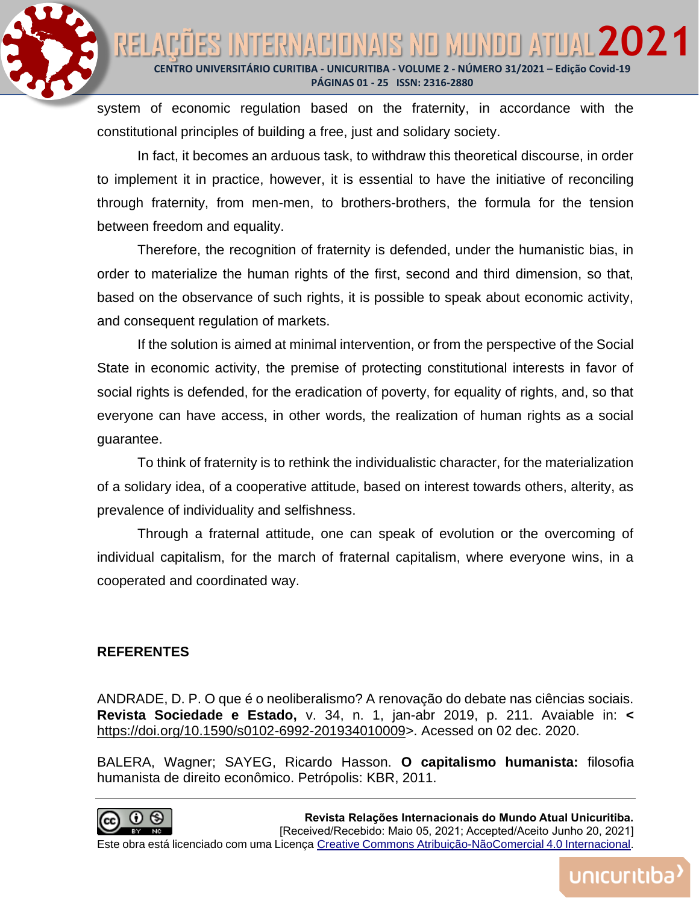system of economic regulation based on the fraternity, in accordance with the constitutional principles of building a free, just and solidary society.

In fact, it becomes an arduous task, to withdraw this theoretical discourse, in order to implement it in practice, however, it is essential to have the initiative of reconciling through fraternity, from men-men, to brothers-brothers, the formula for the tension between freedom and equality.

Therefore, the recognition of fraternity is defended, under the humanistic bias, in order to materialize the human rights of the first, second and third dimension, so that, based on the observance of such rights, it is possible to speak about economic activity, and consequent regulation of markets.

If the solution is aimed at minimal intervention, or from the perspective of the Social State in economic activity, the premise of protecting constitutional interests in favor of social rights is defended, for the eradication of poverty, for equality of rights, and, so that everyone can have access, in other words, the realization of human rights as a social guarantee.

To think of fraternity is to rethink the individualistic character, for the materialization of a solidary idea, of a cooperative attitude, based on interest towards others, alterity, as prevalence of individuality and selfishness.

Through a fraternal attitude, one can speak of evolution or the overcoming of individual capitalism, for the march of fraternal capitalism, where everyone wins, in a cooperated and coordinated way.

## REFERENTES

ANDRADE, D. P. O que é o neoliberalismo? A renovação do debate nas ciências sociais. **Revista Sociedade e Estado,** v. 34, n. 1, jan-abr 2019, p. 211. Avaiable in: **<** https://doi.org/10.1590/s0102-6992-201934010009>. Acessed on 02 dec. 2020.

BALERA, Wagner; SAYEG, Ricardo Hasson. **O capitalismo humanista:** filosofia humanista de direito econômico. Petrópolis: KBR, 2011.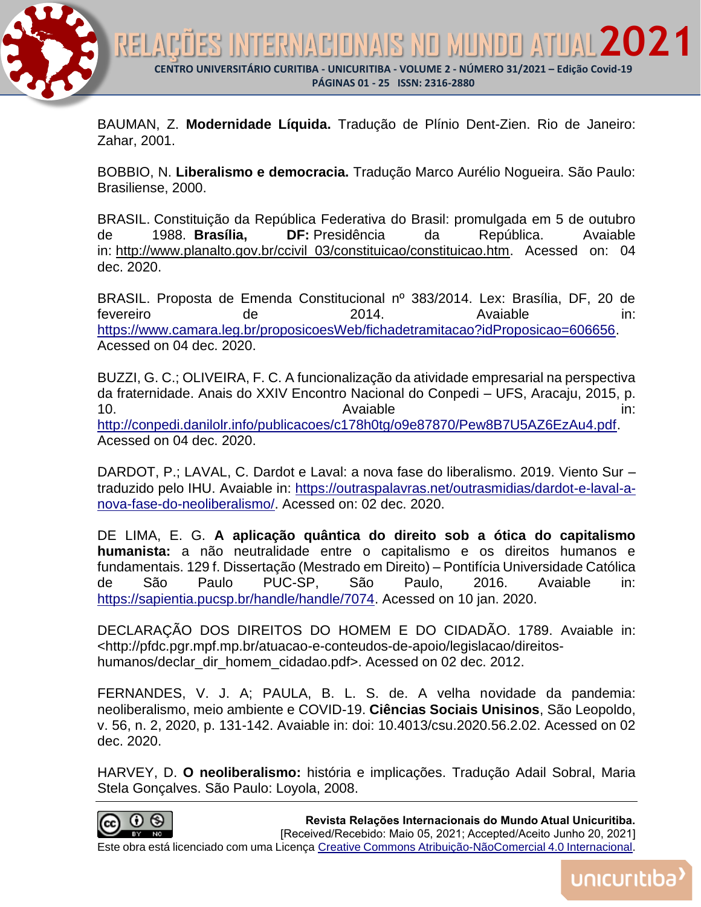BAUMAN, Z. **Modernidade Líquida.** Tradução de Plínio Dent-Zien. Rio de Janeiro: Zahar, 2001.

BOBBIO, N. **Liberalismo e democracia.** Tradução Marco Aurélio Nogueira. São Paulo: Brasiliense, 2000.

BRASIL. Constituição da República Federativa do Brasil: promulgada em 5 de outubro de 1988. **Brasília, DF:** Presidência da República. Avaiable in: http://www.planalto.gov.br/ccivil_03/constituicao/constituicao.htm. Acessed on: 04 dec. 2020.

BRASIL. Proposta de Emenda Constitucional nº 383/2014. Lex: Brasília, DF, 20 de fevereiro de 2014. Avaiable in: https://www.camara.leg.br/proposicoesWeb/fichadetramitacao?idProposicao=606656. Acessed on 04 dec. 2020.

BUZZI, G. C.; OLIVEIRA, F. C. A funcionalização da atividade empresarial na perspectiva da fraternidade. Anais do XXIV Encontro Nacional do Conpedi – UFS, Aracaju, 2015, p. 10. Avaiable in: http://conpedi.danilolr.info/publicacoes/c178h0tg/o9e87870/Pew8B7U5AZ6EzAu4.pdf. Acessed on 04 dec. 2020.

DARDOT, P.; LAVAL, C. Dardot e Laval: a nova fase do liberalismo. 2019. Viento Sur – traduzido pelo IHU. Avaiable in: https://outraspalavras.net/outrasmidias/dardot-e-laval-a-nova-fase-do-neoliberalismo/. Acessed on: 02 dec. 2020.

DE LIMA, E. G. **A aplicação quântica do direito sob a ótica do capitalismo humanista:** a não neutralidade entre o capitalismo e os direitos humanos e fundamentais. 129 f. Dissertação (Mestrado em Direito) – Pontifícia Universidade Católica de São Paulo PUC-SP, São Paulo, 2016. Avaiable in: https://sapientia.pucsp.br/handle/handle/7074. Acessed on 10 jan. 2020.

DECLARAÇÃO DOS DIREITOS DO HOMEM E DO CIDADÃO. 1789. Avaiable in: <http://pfdc.pgr.mpf.mp.br/atuacao-e-conteudos-de-apoio/legislacao/direitos-humanos/declar_dir_homem_cidadao.pdf>. Acessed on 02 dec. 2012.

FERNANDES, V. J. A; PAULA, B. L. S. de. A velha novidade da pandemia: neoliberalismo, meio ambiente e COVID-19. **Ciências Sociais Unisinos**, São Leopoldo, v. 56, n. 2, 2020, p. 131-142. Avaiable in: doi: 10.4013/csu.2020.56.2.02. Acessed on 02 dec. 2020.

HARVEY, D. **O neoliberalismo:** história e implicações. Tradução Adail Sobral, Maria Stela Gonçalves. São Paulo: Loyola, 2008.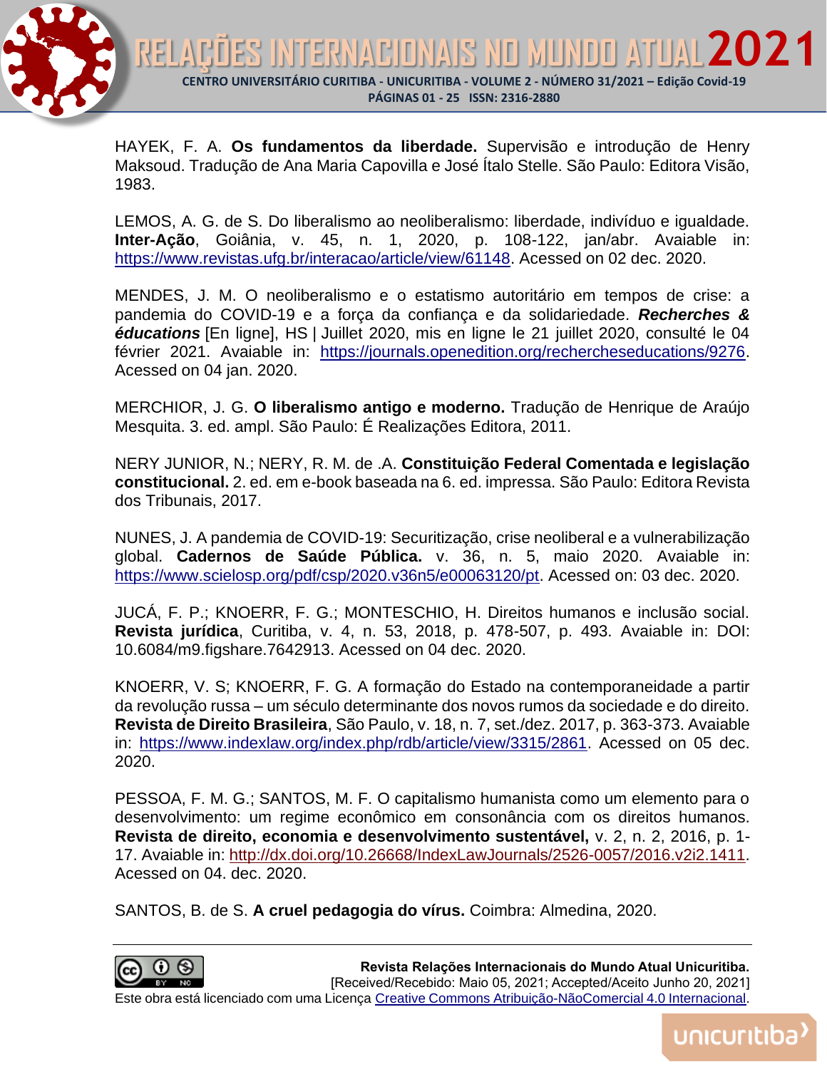HAYEK, F. A. **Os fundamentos da liberdade.** Supervisão e introdução de Henry Maksoud. Tradução de Ana Maria Capovilla e José Ítalo Stelle. São Paulo: Editora Visão, 1983.

LEMOS, A. G. de S. Do liberalismo ao neoliberalismo: liberdade, indivíduo e igualdade. **Inter-Ação**, Goiânia, v. 45, n. 1, 2020, p. 108-122, jan/abr. Avaiable in: https://www.revistas.ufg.br/interacao/article/view/61148. Acessed on 02 dec. 2020.

MENDES, J. M. O neoliberalismo e o estatismo autoritário em tempos de crise: a pandemia do COVID-19 e a força da confiança e da solidariedade. ***Recherches & éducations*** [En ligne], HS | Juillet 2020, mis en ligne le 21 juillet 2020, consulté le 04 février 2021. Avaiable in: https://journals.openedition.org/rechercheseducations/9276. Acessed on 04 jan. 2020.

MERCHIOR, J. G. **O liberalismo antigo e moderno.** Tradução de Henrique de Araújo Mesquita. 3. ed. ampl. São Paulo: É Realizações Editora, 2011.

NERY JUNIOR, N.; NERY, R. M. de .A. **Constituição Federal Comentada e legislação constitucional.** 2. ed. em e-book baseada na 6. ed. impressa. São Paulo: Editora Revista dos Tribunais, 2017.

NUNES, J. A pandemia de COVID-19: Securitização, crise neoliberal e a vulnerabilização global. **Cadernos de Saúde Pública.** v. 36, n. 5, maio 2020. Avaiable in: https://www.scielosp.org/pdf/csp/2020.v36n5/e00063120/pt. Acessed on: 03 dec. 2020.

JUCÁ, F. P.; KNOERR, F. G.; MONTESCHIO, H. Direitos humanos e inclusão social. **Revista jurídica**, Curitiba, v. 4, n. 53, 2018, p. 478-507, p. 493. Avaiable in: DOI: 10.6084/m9.figshare.7642913. Acessed on 04 dec. 2020.

KNOERR, V. S; KNOERR, F. G. A formação do Estado na contemporaneidade a partir da revolução russa – um século determinante dos novos rumos da sociedade e do direito. **Revista de Direito Brasileira**, São Paulo, v. 18, n. 7, set./dez. 2017, p. 363-373. Avaiable in: https://www.indexlaw.org/index.php/rdb/article/view/3315/2861. Acessed on 05 dec. 2020.

PESSOA, F. M. G.; SANTOS, M. F. O capitalismo humanista como um elemento para o desenvolvimento: um regime econômico em consonância com os direitos humanos. **Revista de direito, economia e desenvolvimento sustentável,** v. 2, n. 2, 2016, p. 1-17. Avaiable in: http://dx.doi.org/10.26668/IndexLawJournals/2526-0057/2016.v2i2.1411. Acessed on 04. dec. 2020.

SANTOS, B. de S. **A cruel pedagogia do vírus.** Coimbra: Almedina, 2020.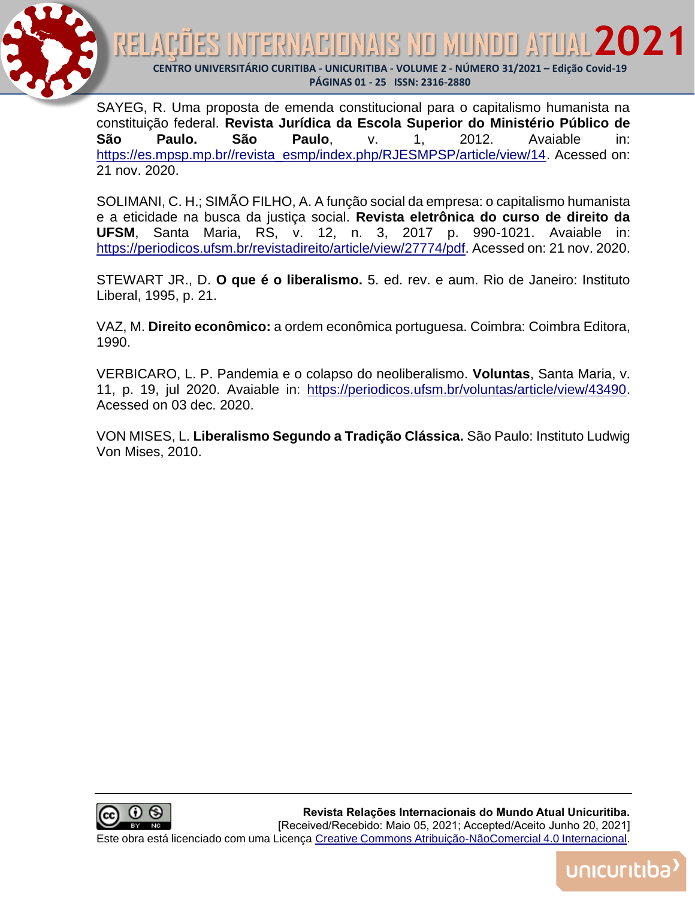SAYEG, R. Uma proposta de emenda constitucional para o capitalismo humanista na constituição federal. **Revista Jurídica da Escola Superior do Ministério Público de São Paulo. São Paulo**, v. 1, 2012. Avaiable in: https://es.mpsp.mp.br//revista_esmp/index.php/RJESMPSP/article/view/14. Acessed on: 21 nov. 2020.

SOLIMANI, C. H.; SIMÃO FILHO, A. A função social da empresa: o capitalismo humanista e a eticidade na busca da justiça social. **Revista eletrônica do curso de direito da UFSM**, Santa Maria, RS, v. 12, n. 3, 2017 p. 990-1021. Avaiable in: https://periodicos.ufsm.br/revistadireito/article/view/27774/pdf. Acessed on: 21 nov. 2020.

STEWART JR., D. **O que é o liberalismo.** 5. ed. rev. e aum. Rio de Janeiro: Instituto Liberal, 1995, p. 21.

VAZ, M. **Direito econômico:** a ordem econômica portuguesa. Coimbra: Coimbra Editora, 1990.

VERBICARO, L. P. Pandemia e o colapso do neoliberalismo. **Voluntas**, Santa Maria, v. 11, p. 19, jul 2020. Avaiable in: https://periodicos.ufsm.br/voluntas/article/view/43490. Acessed on 03 dec. 2020.

VON MISES, L. **Liberalismo Segundo a Tradição Clássica.** São Paulo: Instituto Ludwig Von Mises, 2010.

**Revista Relações Internacionais do Mundo Atual Unicuritiba.**
[Received/Recebido: Maio 05, 2021; Accepted/Aceito Junho 20, 2021]
Este obra está licenciado com uma Licença Creative Commons Atribuição-NãoComercial 4.0 Internacional.